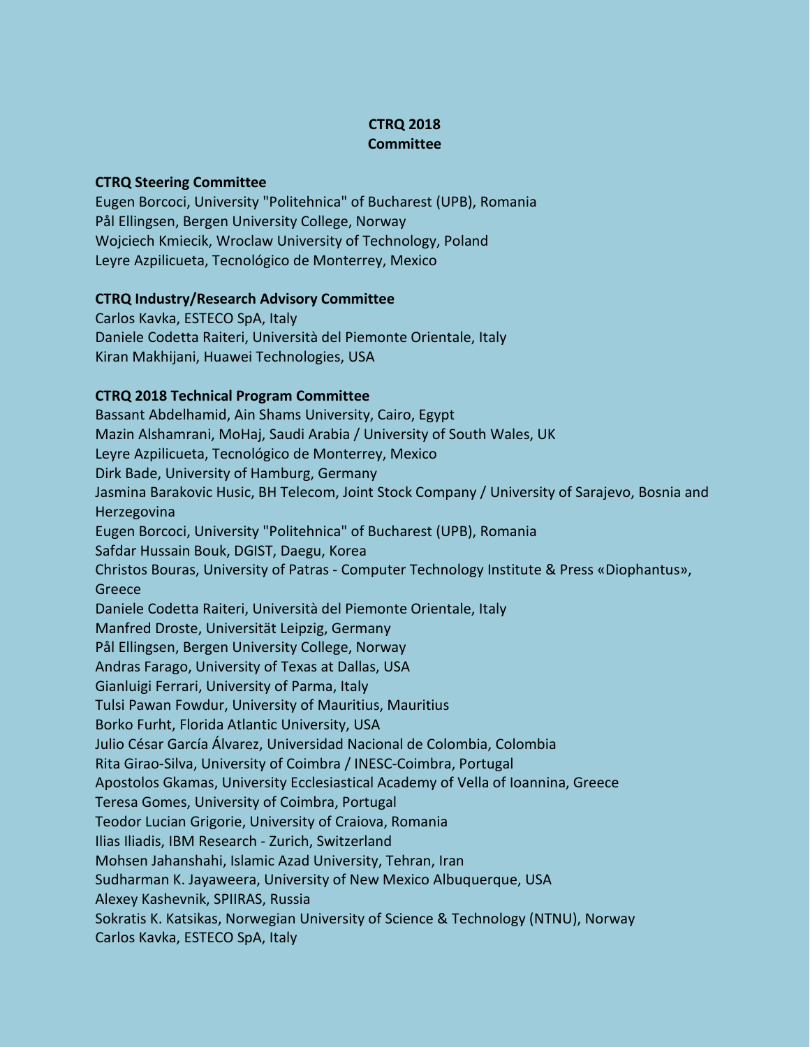# CTRQ 2018 Committee

## CTRQ Steering Committee

Eugen Borcoci, University "Politehnica" of Bucharest (UPB), Romania
Pål Ellingsen, Bergen University College, Norway
Wojciech Kmiecik, Wroclaw University of Technology, Poland
Leyre Azpilicueta, Tecnológico de Monterrey, Mexico

## CTRQ Industry/Research Advisory Committee

Carlos Kavka, ESTECO SpA, Italy
Daniele Codetta Raiteri, Università del Piemonte Orientale, Italy
Kiran Makhijani, Huawei Technologies, USA

## CTRQ 2018 Technical Program Committee

Bassant Abdelhamid, Ain Shams University, Cairo, Egypt
Mazin Alshamrani, MoHaj, Saudi Arabia / University of South Wales, UK
Leyre Azpilicueta, Tecnológico de Monterrey, Mexico
Dirk Bade, University of Hamburg, Germany
Jasmina Barakovic Husic, BH Telecom, Joint Stock Company / University of Sarajevo, Bosnia and Herzegovina
Eugen Borcoci, University "Politehnica" of Bucharest (UPB), Romania
Safdar Hussain Bouk, DGIST, Daegu, Korea
Christos Bouras, University of Patras - Computer Technology Institute & Press «Diophantus», Greece
Daniele Codetta Raiteri, Università del Piemonte Orientale, Italy
Manfred Droste, Universität Leipzig, Germany
Pål Ellingsen, Bergen University College, Norway
Andras Farago, University of Texas at Dallas, USA
Gianluigi Ferrari, University of Parma, Italy
Tulsi Pawan Fowdur, University of Mauritius, Mauritius
Borko Furht, Florida Atlantic University, USA
Julio César García Álvarez, Universidad Nacional de Colombia, Colombia
Rita Girao-Silva, University of Coimbra / INESC-Coimbra, Portugal
Apostolos Gkamas, University Ecclesiastical Academy of Vella of Ioannina, Greece
Teresa Gomes, University of Coimbra, Portugal
Teodor Lucian Grigorie, University of Craiova, Romania
Ilias Iliadis, IBM Research - Zurich, Switzerland
Mohsen Jahanshahi, Islamic Azad University, Tehran, Iran
Sudharman K. Jayaweera, University of New Mexico Albuquerque, USA
Alexey Kashevnik, SPIIRAS, Russia
Sokratis K. Katsikas, Norwegian University of Science & Technology (NTNU), Norway
Carlos Kavka, ESTECO SpA, Italy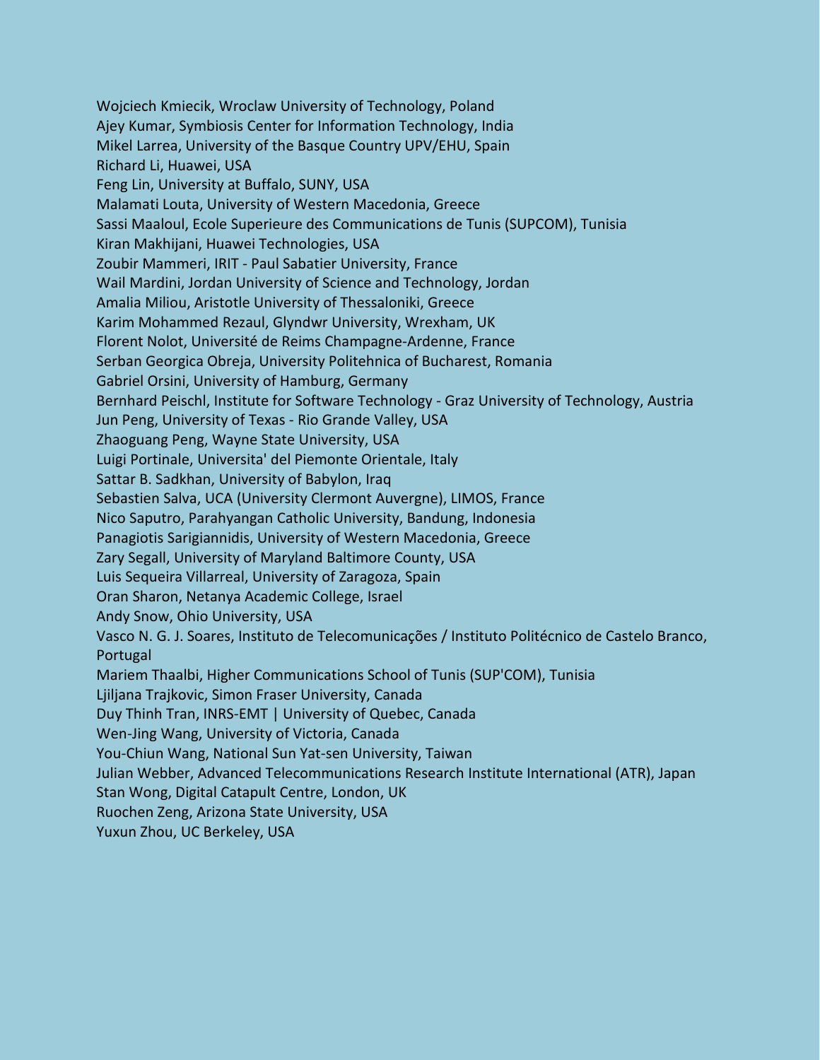Wojciech Kmiecik, Wroclaw University of Technology, Poland
Ajey Kumar, Symbiosis Center for Information Technology, India
Mikel Larrea, University of the Basque Country UPV/EHU, Spain
Richard Li, Huawei, USA
Feng Lin, University at Buffalo, SUNY, USA
Malamati Louta, University of Western Macedonia, Greece
Sassi Maaloul, Ecole Superieure des Communications de Tunis (SUPCOM), Tunisia
Kiran Makhijani, Huawei Technologies, USA
Zoubir Mammeri, IRIT - Paul Sabatier University, France
Wail Mardini, Jordan University of Science and Technology, Jordan
Amalia Miliou, Aristotle University of Thessaloniki, Greece
Karim Mohammed Rezaul, Glyndwr University, Wrexham, UK
Florent Nolot, Université de Reims Champagne-Ardenne, France
Serban Georgica Obreja, University Politehnica of Bucharest, Romania
Gabriel Orsini, University of Hamburg, Germany
Bernhard Peischl, Institute for Software Technology - Graz University of Technology, Austria
Jun Peng, University of Texas - Rio Grande Valley, USA
Zhaoguang Peng, Wayne State University, USA
Luigi Portinale, Universita' del Piemonte Orientale, Italy
Sattar B. Sadkhan, University of Babylon, Iraq
Sebastien Salva, UCA (University Clermont Auvergne), LIMOS, France
Nico Saputro, Parahyangan Catholic University, Bandung, Indonesia
Panagiotis Sarigiannidis, University of Western Macedonia, Greece
Zary Segall, University of Maryland Baltimore County, USA
Luis Sequeira Villarreal, University of Zaragoza, Spain
Oran Sharon, Netanya Academic College, Israel
Andy Snow, Ohio University, USA
Vasco N. G. J. Soares, Instituto de Telecomunicações / Instituto Politécnico de Castelo Branco, Portugal
Mariem Thaalbi, Higher Communications School of Tunis (SUP'COM), Tunisia
Ljiljana Trajkovic, Simon Fraser University, Canada
Duy Thinh Tran, INRS-EMT | University of Quebec, Canada
Wen-Jing Wang, University of Victoria, Canada
You-Chiun Wang, National Sun Yat-sen University, Taiwan
Julian Webber, Advanced Telecommunications Research Institute International (ATR), Japan
Stan Wong, Digital Catapult Centre, London, UK
Ruochen Zeng, Arizona State University, USA
Yuxun Zhou, UC Berkeley, USA